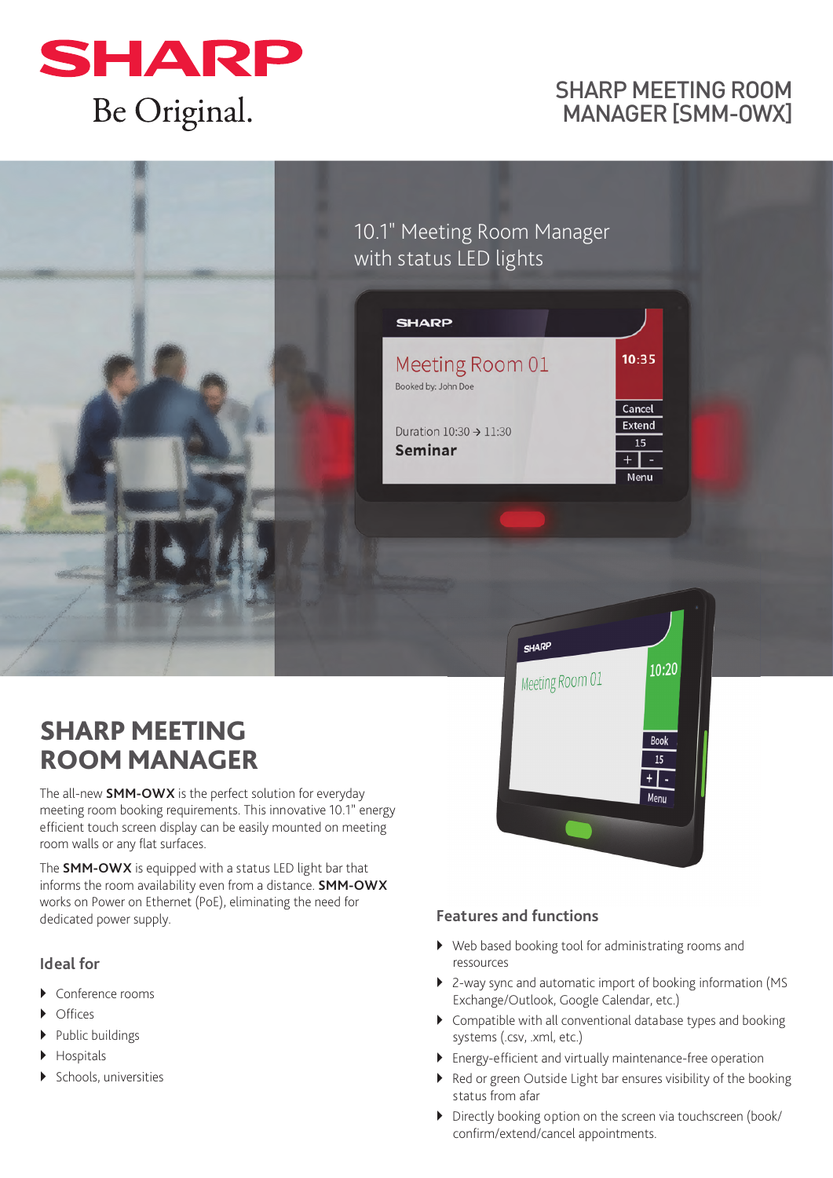SHARP

Be Original.

# SHARP MEETING ROOM MANAGER [SMM-OWX]

10.1" Meeting Room Manager with status LED lights

## SHARP MEETING ROOM MANAGER

The all-new **SMM-OWX** is the perfect solution for everyday meeting room booking requirements. This innovative 10.1" energy efficient touch screen display can be easily mounted on meeting room walls or any flat surfaces.

The **SMM-OWX** is equipped with a status LED light bar that informs the room availability even from a distance. **SMM-OWX** works on Power on Ethernet (PoE), eliminating the need for dedicated power supply.

### Ideal for

- Conference rooms
- Offices
- Public buildings
- Hospitals
- Schools, universities

### Features and functions

- Web based booking tool for administrating rooms and ressources
- 2-way sync and automatic import of booking information (MS Exchange/Outlook, Google Calendar, etc.)
- Compatible with all conventional database types and booking systems (.csv, .xml, etc.)
- Energy-efficient and virtually maintenance-free operation
- Red or green Outside Light bar ensures visibility of the booking status from afar
- Directly booking option on the screen via touchscreen (book/ confirm/extend/cancel appointments.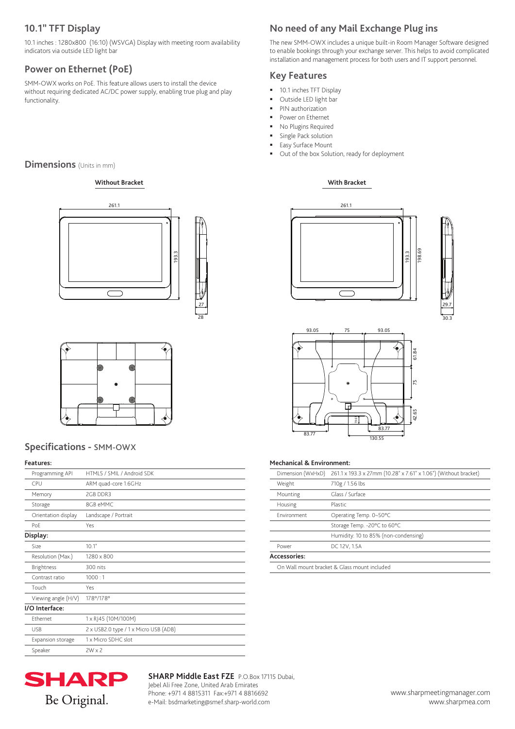## 10.1" TFT Display

10.1 inches : 1280x800 (16:10) (WSVGA) Display with meeting room availability indicators via outside LED light bar

## Power on Ethernet (PoE)

SMM-OWX works on PoE. This feature allows users to install the device without requiring dedicated AC/DC power supply, enabling true plug and play functionality.

## No need of any Mail Exchange Plug ins

The new SMM-OWX includes a unique built-in Room Manager Software designed to enable bookings through your exchange server. This helps to avoid complicated installation and management process for both users and IT support personnel.

## Key Features

- 10.1 inches TFT Display
- Outside LED light bar
- PIN authorization
- Power on Ethernet
- No Plugins Required
- Single Pack solution
- Easy Surface Mount
- Out of the box Solution, ready for deployment

## Dimensions (Units in mm)

**Without Bracket**

261.1
193.3
27
28

**With Bracket**

261.1
193.3
198.69
29.7
30.3

93.05
75
93.05
61.84
75
42.65
19.6
83.77
83.77
130.55

## Specifications - SMM-OWX

**Features:**

| | |
|---|---|
| Programming API | HTML5 / SMIL / Android SDK |
| CPU | ARM quad-core 1.6GHz |
| Memory | 2GB DDR3 |
| Storage | 8GB eMMC |
| Orientation display | Landscape / Portrait |
| PoE | Yes |
| **Display:** | |
| Size | 10.1" |
| Resolution (Max.) | 1280 x 800 |
| Brightness | 300 nits |
| Contrast ratio | 1000 : 1 |
| Touch | Yes |
| Viewing angle (H/V) | 178°/178° |
| **I/O Interface:** | |
| Ethernet | 1 x RJ45 (10M/100M) |
| USB | 2 x USB2.0 type / 1 x Micro USB (ADB) |
| Expansion storage | 1 x Micro SDHC slot |
| Speaker | 2W x 2 |

**Mechanical & Environment:**

| | |
|---|---|
| Dimension (WxHxD) | 261.1 x 193.3 x 27mm (10.28" x 7.61" x 1.06") (Without bracket) |
| Weight | 710g / 1.56 lbs |
| Mounting | Glass / Surface |
| Housing | Plastic |
| Environment | Operating Temp. 0~50°C |
| | Storage Temp. -20°C to 60°C |
| | Humidity: 10 to 85% (non-condensing) |
| Power | DC 12V, 1.5A |
| **Accessories:** | |
| On Wall mount bracket & Glass mount included | |

SHARP
Be Original.

**SHARP Middle East FZE** P.O.Box 17115 Dubai,
Jebel Ali Free Zone, United Arab Emirates
Phone: +971 4 8815311 Fax:+971 4 8816692
e-Mail: bsdmarketing@smef.sharp-world.com

www.sharpmeetingmanager.com
www.sharpmea.com